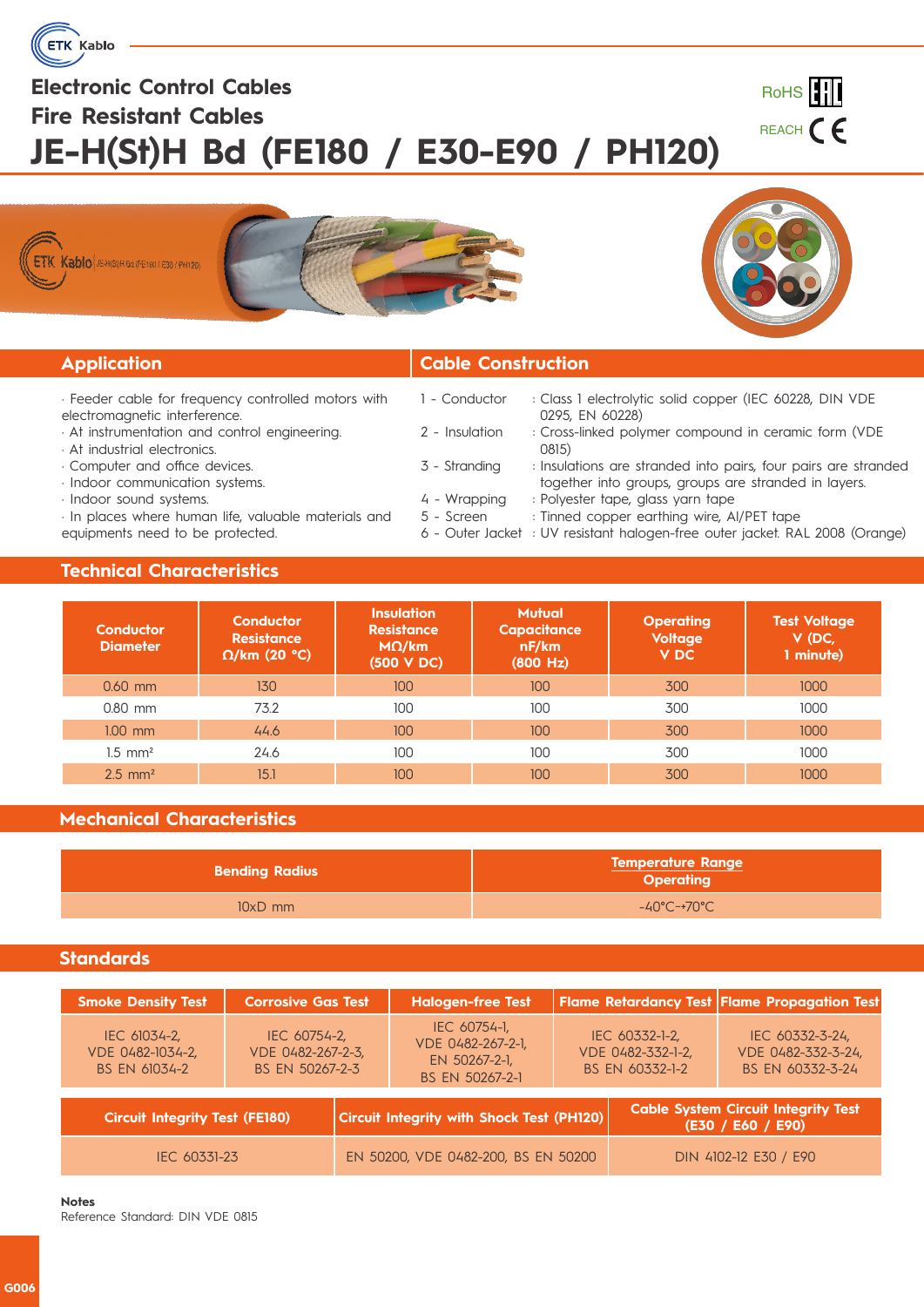# Electronic Control Cables

## Fire Resistant Cables

# JE-H(St)H Bd (FE180 / E30-E90 / PH120)

RoHS EAC
REACH CE

## Application

- Feeder cable for frequency controlled motors with electromagnetic interference.
- At instrumentation and control engineering.
- At industrial electronics.
- Computer and office devices.
- Indoor communication systems.
- Indoor sound systems.
- In places where human life, valuable materials and equipments need to be protected.

## Cable Construction

| | |
|---|---|
| 1 - Conductor | : Class 1 electrolytic solid copper (IEC 60228, DIN VDE 0295, EN 60228) |
| 2 - Insulation | : Cross-linked polymer compound in ceramic form (VDE 0815) |
| 3 - Stranding | : Insulations are stranded into pairs, four pairs are stranded together into groups, groups are stranded in layers. |
| 4 - Wrapping | : Polyester tape, glass yarn tape |
| 5 - Screen | : Tinned copper earthing wire, Al/PET tape |
| 6 - Outer Jacket | : UV resistant halogen-free outer jacket. RAL 2008 (Orange) |

## Technical Characteristics

| Conductor Diameter | Conductor Resistance Ω/km (20 °C) | Insulation Resistance MΩ/km (500 V DC) | Mutual Capacitance nF/km (800 Hz) | Operating Voltage V DC | Test Voltage V (DC, 1 minute) |
|---|---|---|---|---|---|
| 0.60 mm | 130 | 100 | 100 | 300 | 1000 |
| 0.80 mm | 73.2 | 100 | 100 | 300 | 1000 |
| 1.00 mm | 44.6 | 100 | 100 | 300 | 1000 |
| 1.5 mm² | 24.6 | 100 | 100 | 300 | 1000 |
| 2.5 mm² | 15.1 | 100 | 100 | 300 | 1000 |

## Mechanical Characteristics

| Bending Radius | Temperature Range Operating |
|---|---|
| 10xD mm | -40°C-+70°C |

## Standards

| Smoke Density Test | Corrosive Gas Test | Halogen-free Test | Flame Retardancy Test | Flame Propagation Test |
|---|---|---|---|---|
| IEC 61034-2, VDE 0482-1034-2, BS EN 61034-2 | IEC 60754-2, VDE 0482-267-2-3, BS EN 50267-2-3 | IEC 60754-1, VDE 0482-267-2-1, EN 50267-2-1, BS EN 50267-2-1 | IEC 60332-1-2, VDE 0482-332-1-2, BS EN 60332-1-2 | IEC 60332-3-24, VDE 0482-332-3-24, BS EN 60332-3-24 |

| Circuit Integrity Test (FE180) | Circuit Integrity with Shock Test (PH120) | Cable System Circuit Integrity Test (E30 / E60 / E90) |
|---|---|---|
| IEC 60331-23 | EN 50200, VDE 0482-200, BS EN 50200 | DIN 4102-12 E30 / E90 |

**Notes**
Reference Standard: DIN VDE 0815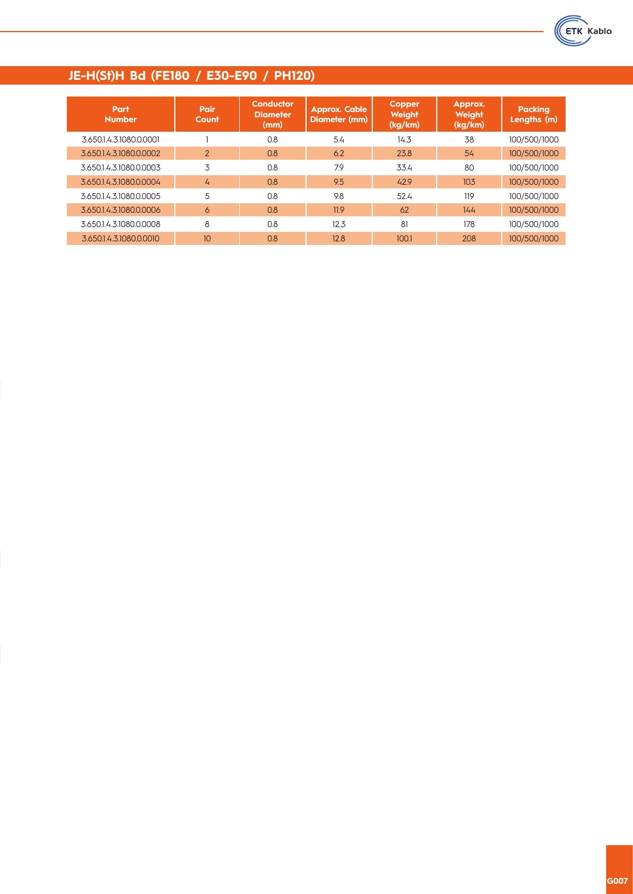## JE-H(St)H Bd (FE180 / E30-E90 / PH120)

| Part Number | Pair Count | Conductor Diameter (mm) | Approx. Cable Diameter (mm) | Copper Weight (kg/km) | Approx. Weight (kg/km) | Packing Lengths (m) |
|---|---|---|---|---|---|---|
| 3.650.1.4.3.1080.0.0001 | 1 | 0.8 | 5.4 | 14.3 | 38 | 100/500/1000 |
| 3.650.1.4.3.1080.0.0002 | 2 | 0.8 | 6.2 | 23.8 | 54 | 100/500/1000 |
| 3.650.1.4.3.1080.0.0003 | 3 | 0.8 | 7.9 | 33.4 | 80 | 100/500/1000 |
| 3.650.1.4.3.1080.0.0004 | 4 | 0.8 | 9.5 | 42.9 | 103 | 100/500/1000 |
| 3.650.1.4.3.1080.0.0005 | 5 | 0.8 | 9.8 | 52.4 | 119 | 100/500/1000 |
| 3.650.1.4.3.1080.0.0006 | 6 | 0.8 | 11.9 | 62 | 144 | 100/500/1000 |
| 3.650.1.4.3.1080.0.0008 | 8 | 0.8 | 12.3 | 81 | 178 | 100/500/1000 |
| 3.650.1.4.3.1080.0.0010 | 10 | 0.8 | 12.8 | 100.1 | 208 | 100/500/1000 |